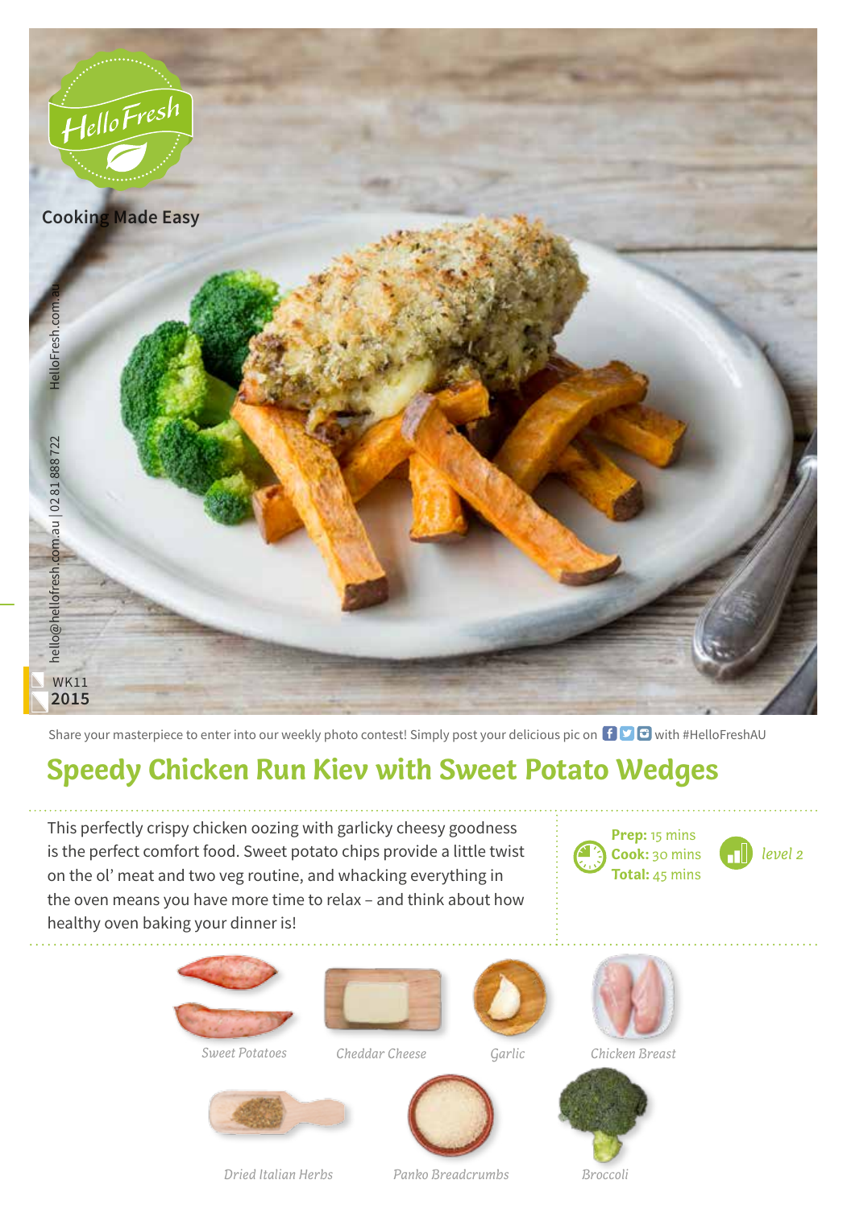HelloFresh

Cooking Made Easy

HelloFresh.com.au

hello@hellofresh.com.au | 02 81 888 722

WK11
2015

Share your masterpiece to enter into our weekly photo contest! Simply post your delicious pic on with #HelloFreshAU

# Speedy Chicken Run Kiev with Sweet Potato Wedges

This perfectly crispy chicken oozing with garlicky cheesy goodness is the perfect comfort food. Sweet potato chips provide a little twist on the ol' meat and two veg routine, and whacking everything in the oven means you have more time to relax – and think about how healthy oven baking your dinner is!

**Prep:** 15 mins
**Cook:** 30 mins
**Total:** 45 mins

*level 2*

*Sweet Potatoes*

*Cheddar Cheese*

*Garlic*

*Chicken Breast*

*Dried Italian Herbs*

*Panko Breadcrumbs*

*Broccoli*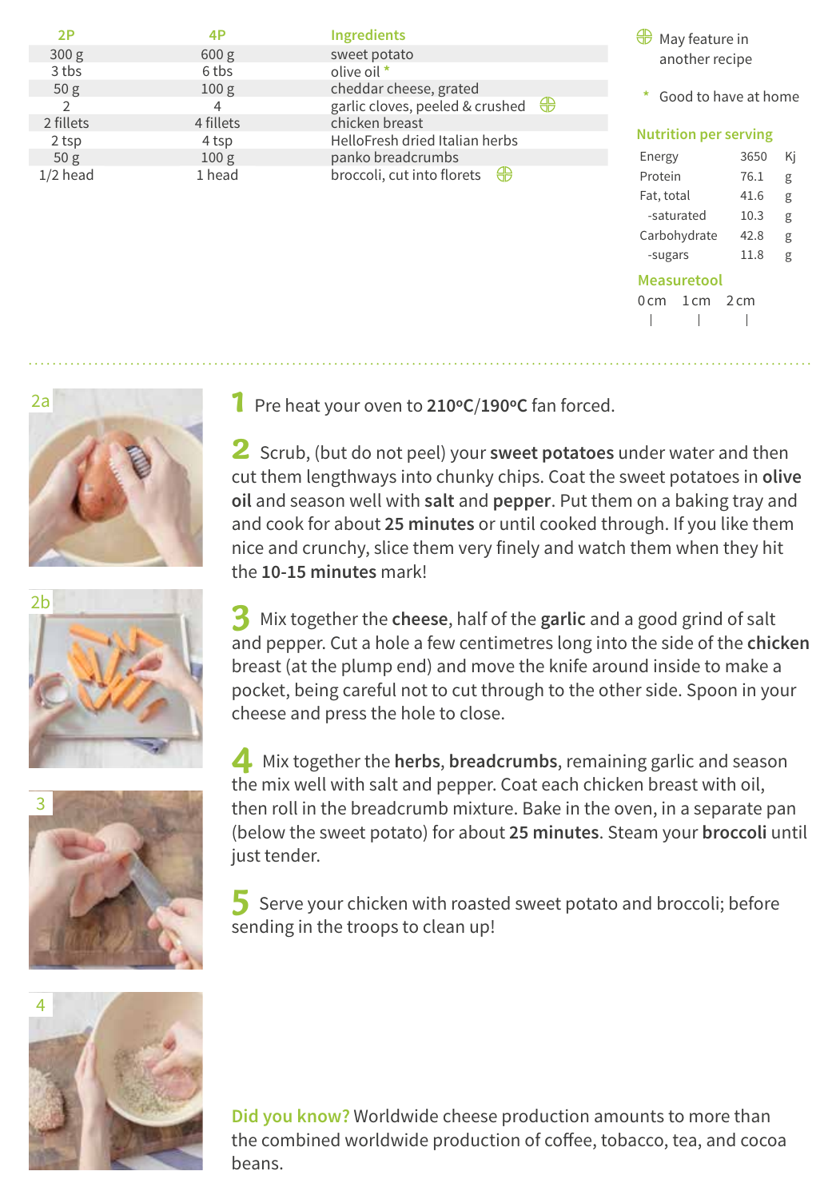| 2P | 4P | Ingredients |
| --- | --- | --- |
| 300 g | 600 g | sweet potato |
| 3 tbs | 6 tbs | olive oil * |
| 50 g | 100 g | cheddar cheese, grated |
| 2 | 4 | garlic cloves, peeled & crushed ⊕ |
| 2 fillets | 4 fillets | chicken breast |
| 2 tsp | 4 tsp | HelloFresh dried Italian herbs |
| 50 g | 100 g | panko breadcrumbs |
| 1/2 head | 1 head | broccoli, cut into florets ⊕ |

⊕ May feature in another recipe

\* Good to have at home

**Nutrition per serving**

| | | |
| --- | --- | --- |
| Energy | 3650 | Kj |
| Protein | 76.1 | g |
| Fat, total | 41.6 | g |
| -saturated | 10.3 | g |
| Carbohydrate | 42.8 | g |
| -sugars | 11.8 | g |

**Measuretool**

0 cm 1 cm 2 cm

2a

2b

3

4

**1** Pre heat your oven to **210ºC/190ºC** fan forced.

**2** Scrub, (but do not peel) your **sweet potatoes** under water and then cut them lengthways into chunky chips. Coat the sweet potatoes in **olive oil** and season well with **salt** and **pepper**. Put them on a baking tray and and cook for about **25 minutes** or until cooked through. If you like them nice and crunchy, slice them very finely and watch them when they hit the **10-15 minutes** mark!

**3** Mix together the **cheese**, half of the **garlic** and a good grind of salt and pepper. Cut a hole a few centimetres long into the side of the **chicken** breast (at the plump end) and move the knife around inside to make a pocket, being careful not to cut through to the other side. Spoon in your cheese and press the hole to close.

**4** Mix together the **herbs**, **breadcrumbs**, remaining garlic and season the mix well with salt and pepper. Coat each chicken breast with oil, then roll in the breadcrumb mixture. Bake in the oven, in a separate pan (below the sweet potato) for about **25 minutes**. Steam your **broccoli** until just tender.

**5** Serve your chicken with roasted sweet potato and broccoli; before sending in the troops to clean up!

**Did you know?** Worldwide cheese production amounts to more than the combined worldwide production of coffee, tobacco, tea, and cocoa beans.